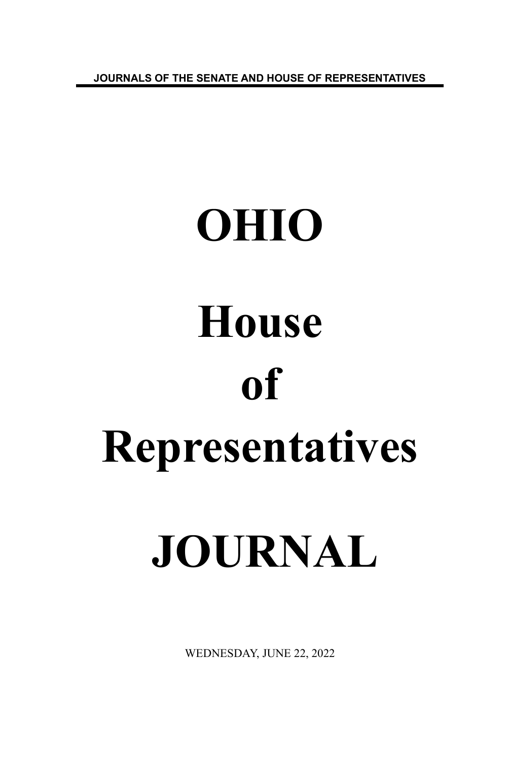JOURNALS OF THE SENATE AND HOUSE OF REPRESENTATIVES

# OHIO

# House

# of

# Representatives

# JOURNAL

WEDNESDAY, JUNE 22, 2022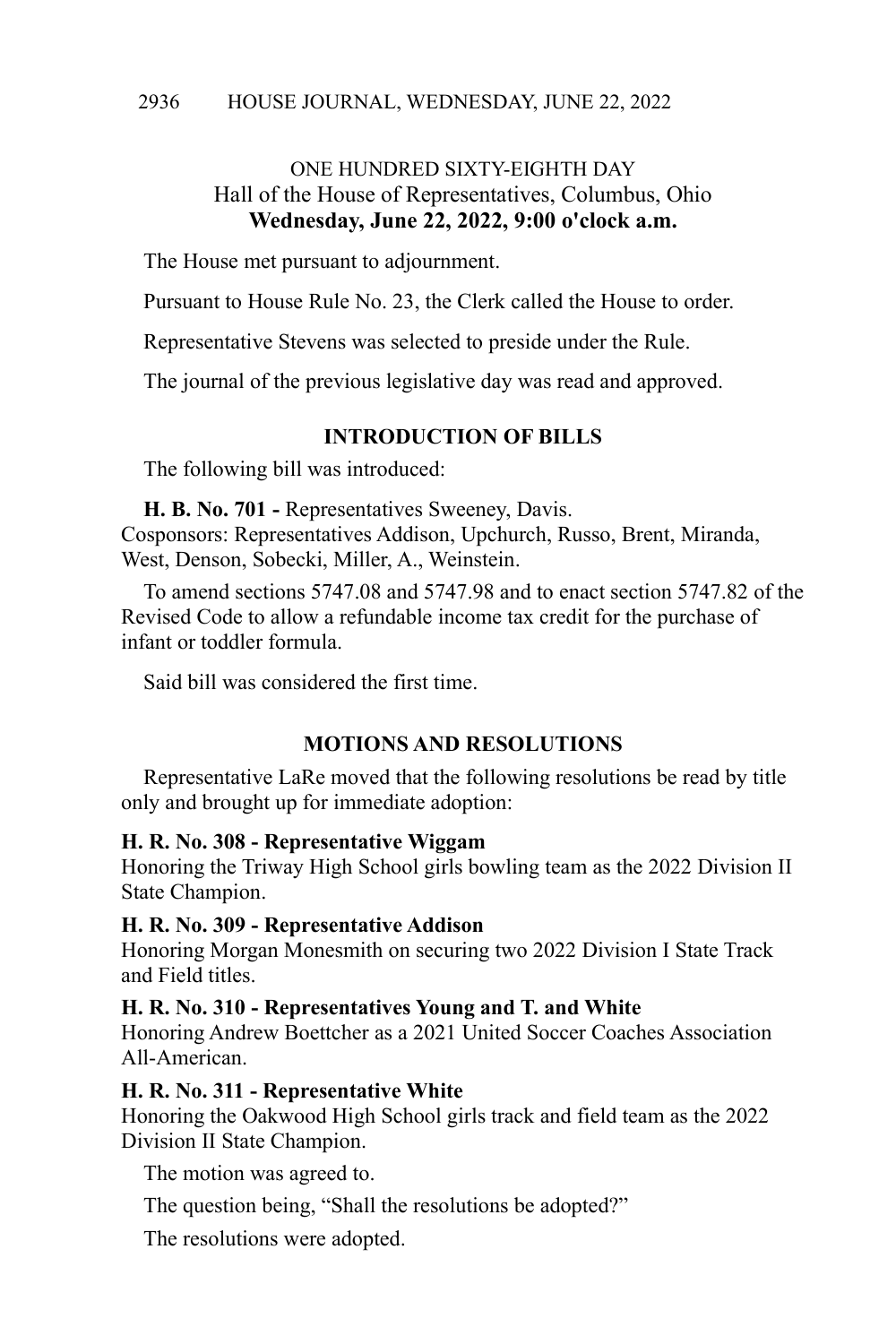ONE HUNDRED SIXTY-EIGHTH DAY
Hall of the House of Representatives, Columbus, Ohio
**Wednesday, June 22, 2022, 9:00 o'clock a.m.**

The House met pursuant to adjournment.

Pursuant to House Rule No. 23, the Clerk called the House to order.

Representative Stevens was selected to preside under the Rule.

The journal of the previous legislative day was read and approved.

## INTRODUCTION OF BILLS

The following bill was introduced:

**H. B. No. 701 -** Representatives Sweeney, Davis.
Cosponsors: Representatives Addison, Upchurch, Russo, Brent, Miranda, West, Denson, Sobecki, Miller, A., Weinstein.

To amend sections 5747.08 and 5747.98 and to enact section 5747.82 of the Revised Code to allow a refundable income tax credit for the purchase of infant or toddler formula.

Said bill was considered the first time.

## MOTIONS AND RESOLUTIONS

Representative LaRe moved that the following resolutions be read by title only and brought up for immediate adoption:

**H. R. No. 308 - Representative Wiggam**
Honoring the Triway High School girls bowling team as the 2022 Division II State Champion.

**H. R. No. 309 - Representative Addison**
Honoring Morgan Monesmith on securing two 2022 Division I State Track and Field titles.

**H. R. No. 310 - Representatives Young and T. and White**
Honoring Andrew Boettcher as a 2021 United Soccer Coaches Association All-American.

**H. R. No. 311 - Representative White**
Honoring the Oakwood High School girls track and field team as the 2022 Division II State Champion.

The motion was agreed to.

The question being, "Shall the resolutions be adopted?"

The resolutions were adopted.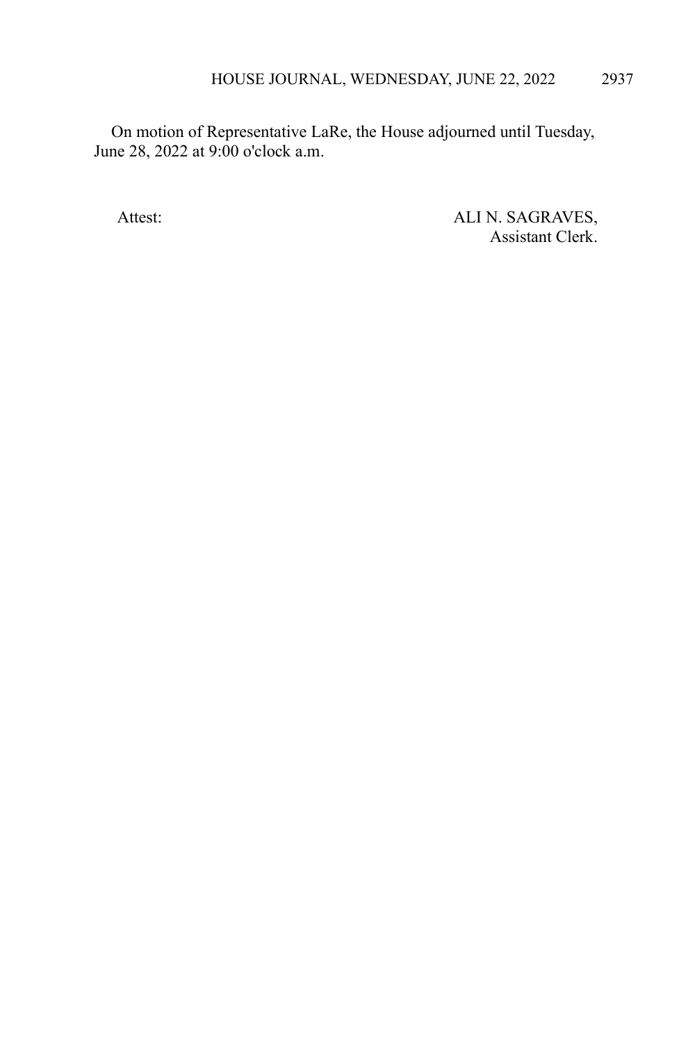On motion of Representative LaRe, the House adjourned until Tuesday, June 28, 2022 at 9:00 o'clock a.m.

Attest: ALI N. SAGRAVES,
Assistant Clerk.